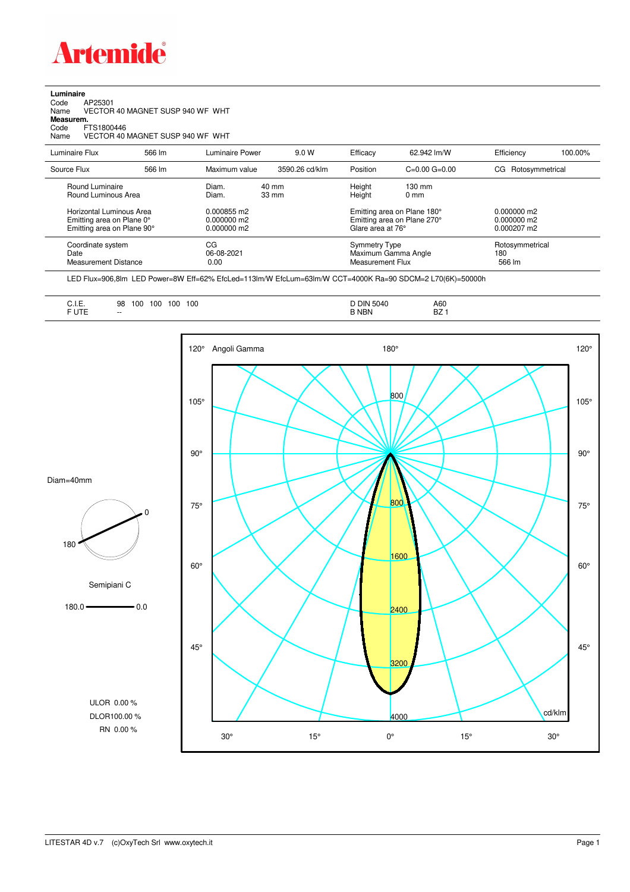# Artemide

**Luminaire**
Code AP25301
Name VECTOR 40 MAGNET SUSP 940 WF WHT
**Measurem.**
Code FTS1800446
Name VECTOR 40 MAGNET SUSP 940 WF WHT

| Luminaire Flux | 566 lm | Luminaire Power | 9.0 W | Efficacy | 62.942 lm/W | Efficiency | 100.00% |
|---|---|---|---|---|---|---|---|
| Source Flux | 566 lm | Maximum value | 3590.26 cd/klm | Position | C=0.00 G=0.00 | CG Rotosymmetrical | |

| | | | | |
|---|---|---|---|---|
| Round Luminaire | Diam. 40 mm | Height 130 mm | | |
| Round Luminous Area | Diam. 33 mm | Height 0 mm | | |
| Horizontal Luminous Area | 0.000855 m2 | Emitting area on Plane 180° | 0.000000 m2 | |
| Emitting area on Plane 0° | 0.000000 m2 | Emitting area on Plane 270° | 0.000000 m2 | |
| Emitting area on Plane 90° | 0.000000 m2 | Glare area at 76° | 0.000207 m2 | |

| | | | |
|---|---|---|---|
| Coordinate system | CG | Symmetry Type | Rotosymmetrical |
| Date | 06-08-2021 | Maximum Gamma Angle | 180 |
| Measurement Distance | 0.00 | Measurement Flux | 566 lm |

LED Flux=906,8lm LED Power=8W Eff=62% EfcLed=113lm/W EfcLum=63lm/W CCT=4000K Ra=90 SDCM=2 L70(6K)=50000h

| | | | |
|---|---|---|---|
| C.I.E. | 98 100 100 100 100 | D DIN 5040 | A60 |
| F UTE | -- | B NBN | BZ 1 |

Diam=40mm

Semipiani C

180.0 — 0.0

ULOR 0.00 %
DLOR 100.00 %
RN 0.00 %

Angoli Gamma — cd/klm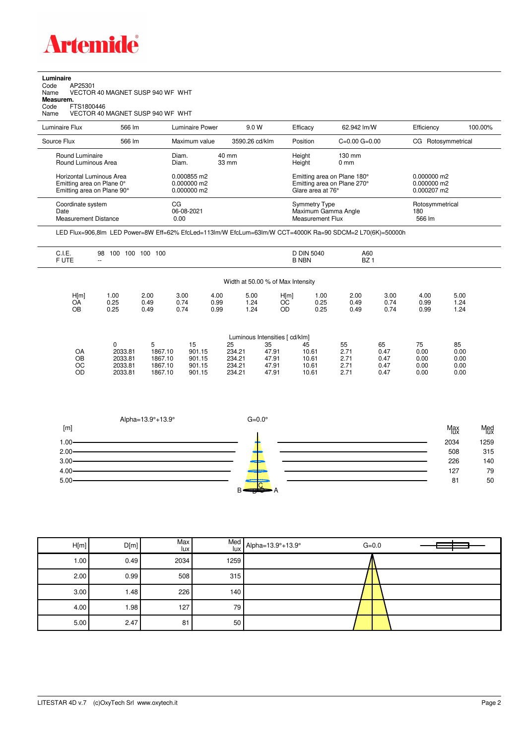**Artemide**

**Luminaire**
Code AP25301
Name VECTOR 40 MAGNET SUSP 940 WF WHT
**Measurem.**
Code FTS1800446
Name VECTOR 40 MAGNET SUSP 940 WF WHT

| | | | | | | | |
|---|---|---|---|---|---|---|---|
| Luminaire Flux | 566 lm | Luminaire Power | 9.0 W | Efficacy | 62.942 lm/W | Efficiency | 100.00% |
| Source Flux | 566 lm | Maximum value | 3590.26 cd/klm | Position | C=0.00 G=0.00 | CG | Rotosymmetrical |

| | | | | | |
|---|---|---|---|---|---|
| Round Luminaire | Diam. | 40 mm | Height | 130 mm | |
| Round Luminous Area | Diam. | 33 mm | Height | 0 mm | |
| Horizontal Luminous Area | 0.000855 m2 | | Emitting area on Plane 180° | | 0.000000 m2 |
| Emitting area on Plane 0° | 0.000000 m2 | | Emitting area on Plane 270° | | 0.000000 m2 |
| Emitting area on Plane 90° | 0.000000 m2 | | Glare area at 76° | | 0.000207 m2 |

| | | | |
|---|---|---|---|
| Coordinate system | CG | Symmetry Type | Rotosymmetrical |
| Date | 06-08-2021 | Maximum Gamma Angle | 180 |
| Measurement Distance | 0.00 | Measurement Flux | 566 lm |

LED Flux=906,8lm LED Power=8W Eff=62% EfcLed=113lm/W EfcLum=63lm/W CCT=4000K Ra=90 SDCM=2 L70(6K)=50000h

| | | | |
|---|---|---|---|
| C.I.E. | 98 100 100 100 100 | D DIN 5040 | A60 |
| F UTE | -- | B NBN | BZ 1 |

Width at 50.00 % of Max Intensity

| H[m] | 1.00 | 2.00 | 3.00 | 4.00 | 5.00 | H[m] | 1.00 | 2.00 | 3.00 | 4.00 | 5.00 |
|---|---|---|---|---|---|---|---|---|---|---|---|
| OA | 0.25 | 0.49 | 0.74 | 0.99 | 1.24 | OC | 0.25 | 0.49 | 0.74 | 0.99 | 1.24 |
| OB | 0.25 | 0.49 | 0.74 | 0.99 | 1.24 | OD | 0.25 | 0.49 | 0.74 | 0.99 | 1.24 |

Luminous Intensities [ cd/klm]

| | 0 | 5 | 15 | 25 | 35 | 45 | 55 | 65 | 75 | 85 |
|---|---|---|---|---|---|---|---|---|---|---|
| OA | 2033.81 | 1867.10 | 901.15 | 234.21 | 47.91 | 10.61 | 2.71 | 0.47 | 0.00 | 0.00 |
| OB | 2033.81 | 1867.10 | 901.15 | 234.21 | 47.91 | 10.61 | 2.71 | 0.47 | 0.00 | 0.00 |
| OC | 2033.81 | 1867.10 | 901.15 | 234.21 | 47.91 | 10.61 | 2.71 | 0.47 | 0.00 | 0.00 |
| OD | 2033.81 | 1867.10 | 901.15 | 234.21 | 47.91 | 10.61 | 2.71 | 0.47 | 0.00 | 0.00 |

Alpha=13.9°+13.9°
G=0.0°
[m]
1.00
2.00
3.00
4.00
5.00
B D C A
Max lux
2034
508
226
127
81
Med lux
1259
315
140
79
50

| H[m] | D[m] | Max lux | Med lux | Alpha=13.9°+13.9° G=0.0 |
|---|---|---|---|---|
| 1.00 | 0.49 | 2034 | 1259 | |
| 2.00 | 0.99 | 508 | 315 | |
| 3.00 | 1.48 | 226 | 140 | |
| 4.00 | 1.98 | 127 | 79 | |
| 5.00 | 2.47 | 81 | 50 | |

LITESTAR 4D v.7 (c)OxyTech Srl www.oxytech.it